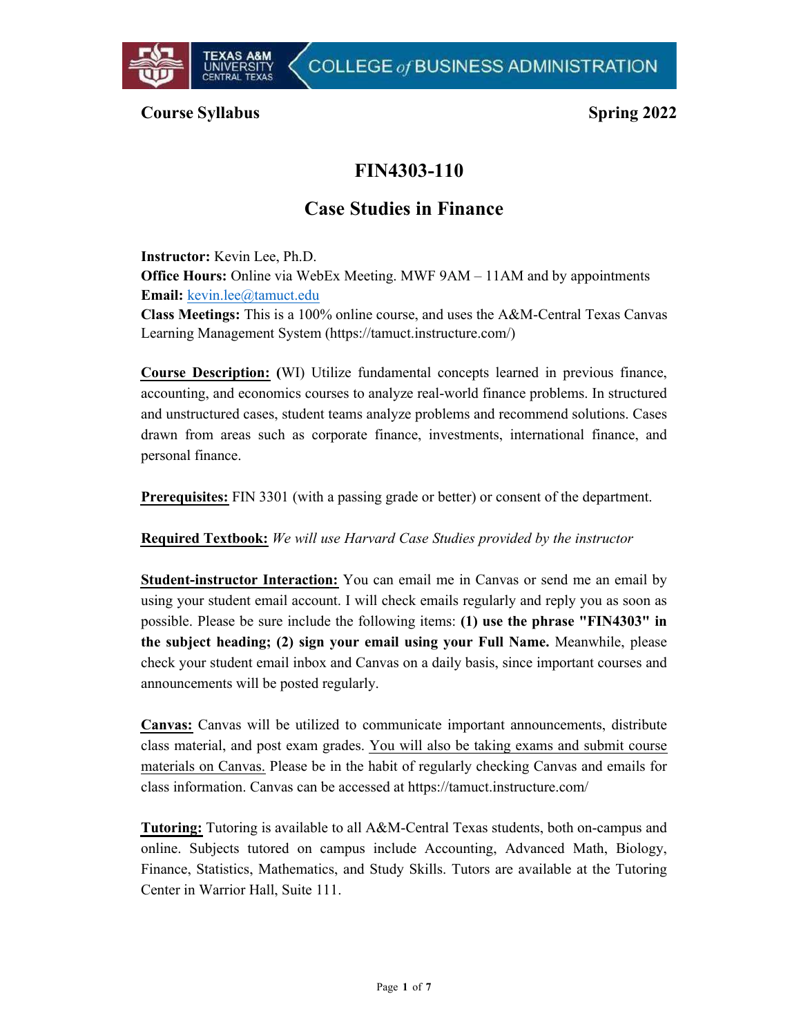**Course Syllabus** **Spring 2022**

# FIN4303-110

## Case Studies in Finance

**Instructor:** Kevin Lee, Ph.D.
**Office Hours:** Online via WebEx Meeting. MWF 9AM – 11AM and by appointments
**Email:** kevin.lee@tamuct.edu
**Class Meetings:** This is a 100% online course, and uses the A&M-Central Texas Canvas Learning Management System (https://tamuct.instructure.com/)

**Course Description: (**WI) Utilize fundamental concepts learned in previous finance, accounting, and economics courses to analyze real-world finance problems. In structured and unstructured cases, student teams analyze problems and recommend solutions. Cases drawn from areas such as corporate finance, investments, international finance, and personal finance.

**Prerequisites:** FIN 3301 (with a passing grade or better) or consent of the department.

**Required Textbook:** *We will use Harvard Case Studies provided by the instructor*

**Student-instructor Interaction:** You can email me in Canvas or send me an email by using your student email account. I will check emails regularly and reply you as soon as possible. Please be sure include the following items: **(1) use the phrase "FIN4303" in the subject heading; (2) sign your email using your Full Name.** Meanwhile, please check your student email inbox and Canvas on a daily basis, since important courses and announcements will be posted regularly.

**Canvas:** Canvas will be utilized to communicate important announcements, distribute class material, and post exam grades. You will also be taking exams and submit course materials on Canvas. Please be in the habit of regularly checking Canvas and emails for class information. Canvas can be accessed at https://tamuct.instructure.com/

**Tutoring:** Tutoring is available to all A&M-Central Texas students, both on-campus and online. Subjects tutored on campus include Accounting, Advanced Math, Biology, Finance, Statistics, Mathematics, and Study Skills. Tutors are available at the Tutoring Center in Warrior Hall, Suite 111.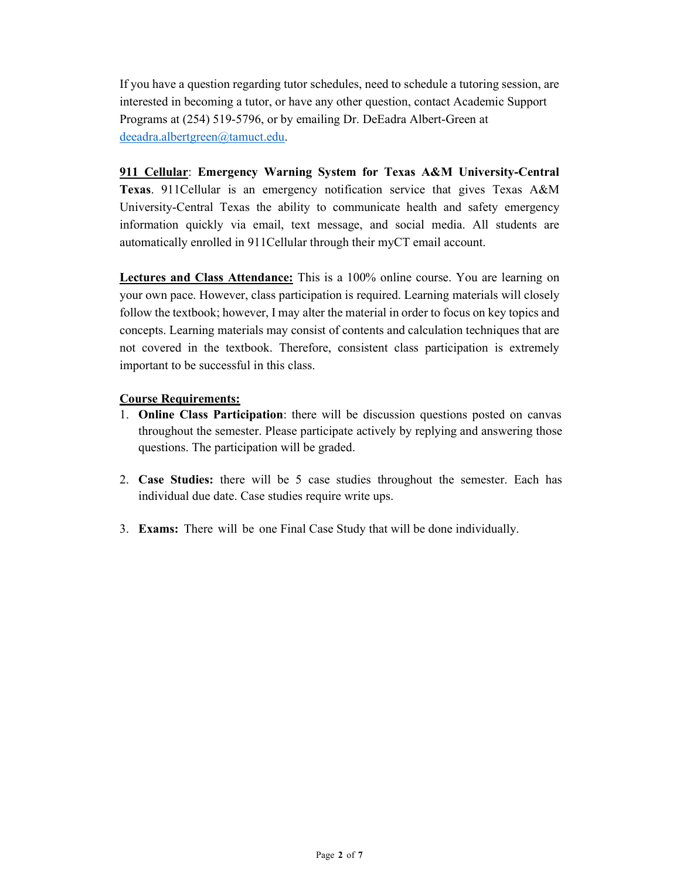If you have a question regarding tutor schedules, need to schedule a tutoring session, are interested in becoming a tutor, or have any other question, contact Academic Support Programs at (254) 519-5796, or by emailing Dr. DeEadra Albert-Green at [deeadra.albertgreen@tamuct.edu](mailto:deeadra.albertgreen@tamuct.edu).

**911 Cellular**: **Emergency Warning System for Texas A&M University-Central Texas**. 911Cellular is an emergency notification service that gives Texas A&M University-Central Texas the ability to communicate health and safety emergency information quickly via email, text message, and social media. All students are automatically enrolled in 911Cellular through their myCT email account.

**Lectures and Class Attendance:** This is a 100% online course. You are learning on your own pace. However, class participation is required. Learning materials will closely follow the textbook; however, I may alter the material in order to focus on key topics and concepts. Learning materials may consist of contents and calculation techniques that are not covered in the textbook. Therefore, consistent class participation is extremely important to be successful in this class.

**Course Requirements:**

1. **Online Class Participation**: there will be discussion questions posted on canvas throughout the semester. Please participate actively by replying and answering those questions. The participation will be graded.

2. **Case Studies:** there will be 5 case studies throughout the semester. Each has individual due date. Case studies require write ups.

3. **Exams:** There will be one Final Case Study that will be done individually.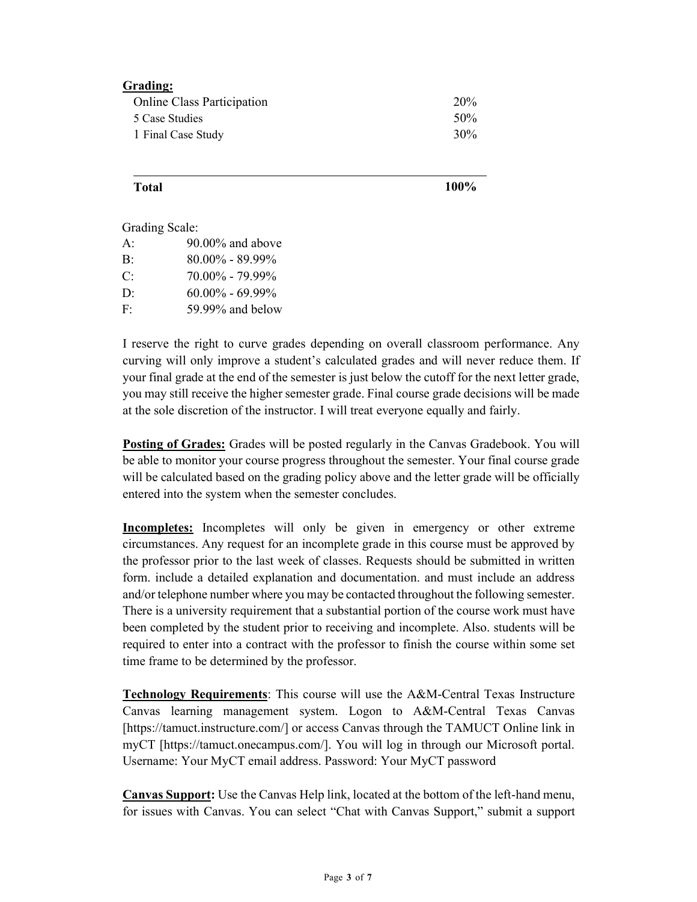**Grading:**

| | |
|---|---|
| Online Class Participation | 20% |
| 5 Case Studies | 50% |
| 1 Final Case Study | 30% |
| **Total** | **100%** |

Grading Scale:

| | |
|---|---|
| A: | 90.00% and above |
| B: | 80.00% - 89.99% |
| C: | 70.00% - 79.99% |
| D: | 60.00% - 69.99% |
| F: | 59.99% and below |

I reserve the right to curve grades depending on overall classroom performance. Any curving will only improve a student's calculated grades and will never reduce them. If your final grade at the end of the semester is just below the cutoff for the next letter grade, you may still receive the higher semester grade. Final course grade decisions will be made at the sole discretion of the instructor. I will treat everyone equally and fairly.

**Posting of Grades:** Grades will be posted regularly in the Canvas Gradebook. You will be able to monitor your course progress throughout the semester. Your final course grade will be calculated based on the grading policy above and the letter grade will be officially entered into the system when the semester concludes.

**Incompletes:** Incompletes will only be given in emergency or other extreme circumstances. Any request for an incomplete grade in this course must be approved by the professor prior to the last week of classes. Requests should be submitted in written form. include a detailed explanation and documentation. and must include an address and/or telephone number where you may be contacted throughout the following semester. There is a university requirement that a substantial portion of the course work must have been completed by the student prior to receiving and incomplete. Also. students will be required to enter into a contract with the professor to finish the course within some set time frame to be determined by the professor.

**Technology Requirements**: This course will use the A&M-Central Texas Instructure Canvas learning management system. Logon to A&M-Central Texas Canvas [https://tamuct.instructure.com/] or access Canvas through the TAMUCT Online link in myCT [https://tamuct.onecampus.com/]. You will log in through our Microsoft portal. Username: Your MyCT email address. Password: Your MyCT password

**Canvas Support:** Use the Canvas Help link, located at the bottom of the left-hand menu, for issues with Canvas. You can select "Chat with Canvas Support," submit a support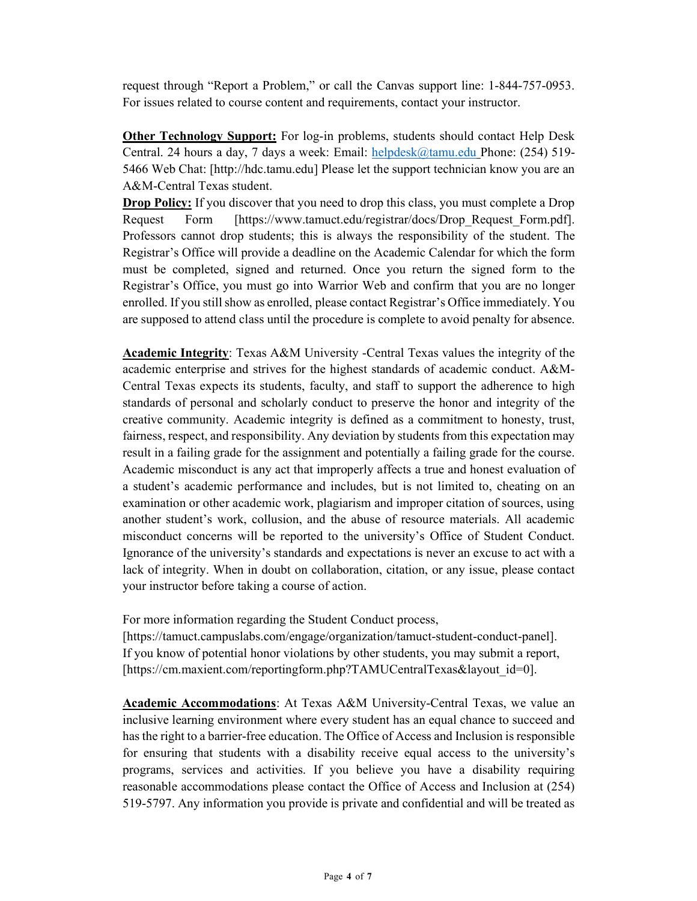request through "Report a Problem," or call the Canvas support line: 1-844-757-0953. For issues related to course content and requirements, contact your instructor.

**Other Technology Support:** For log-in problems, students should contact Help Desk Central. 24 hours a day, 7 days a week: Email: helpdesk@tamu.edu Phone: (254) 519-5466 Web Chat: [http://hdc.tamu.edu] Please let the support technician know you are an A&M-Central Texas student.

**Drop Policy:** If you discover that you need to drop this class, you must complete a Drop Request Form [https://www.tamuct.edu/registrar/docs/Drop_Request_Form.pdf]. Professors cannot drop students; this is always the responsibility of the student. The Registrar's Office will provide a deadline on the Academic Calendar for which the form must be completed, signed and returned. Once you return the signed form to the Registrar's Office, you must go into Warrior Web and confirm that you are no longer enrolled. If you still show as enrolled, please contact Registrar's Office immediately. You are supposed to attend class until the procedure is complete to avoid penalty for absence.

**Academic Integrity**: Texas A&M University -Central Texas values the integrity of the academic enterprise and strives for the highest standards of academic conduct. A&M-Central Texas expects its students, faculty, and staff to support the adherence to high standards of personal and scholarly conduct to preserve the honor and integrity of the creative community. Academic integrity is defined as a commitment to honesty, trust, fairness, respect, and responsibility. Any deviation by students from this expectation may result in a failing grade for the assignment and potentially a failing grade for the course. Academic misconduct is any act that improperly affects a true and honest evaluation of a student's academic performance and includes, but is not limited to, cheating on an examination or other academic work, plagiarism and improper citation of sources, using another student's work, collusion, and the abuse of resource materials. All academic misconduct concerns will be reported to the university's Office of Student Conduct. Ignorance of the university's standards and expectations is never an excuse to act with a lack of integrity. When in doubt on collaboration, citation, or any issue, please contact your instructor before taking a course of action.

For more information regarding the Student Conduct process, [https://tamuct.campuslabs.com/engage/organization/tamuct-student-conduct-panel]. If you know of potential honor violations by other students, you may submit a report, [https://cm.maxient.com/reportingform.php?TAMUCentralTexas&layout_id=0].

**Academic Accommodations**: At Texas A&M University-Central Texas, we value an inclusive learning environment where every student has an equal chance to succeed and has the right to a barrier-free education. The Office of Access and Inclusion is responsible for ensuring that students with a disability receive equal access to the university's programs, services and activities. If you believe you have a disability requiring reasonable accommodations please contact the Office of Access and Inclusion at (254) 519-5797. Any information you provide is private and confidential and will be treated as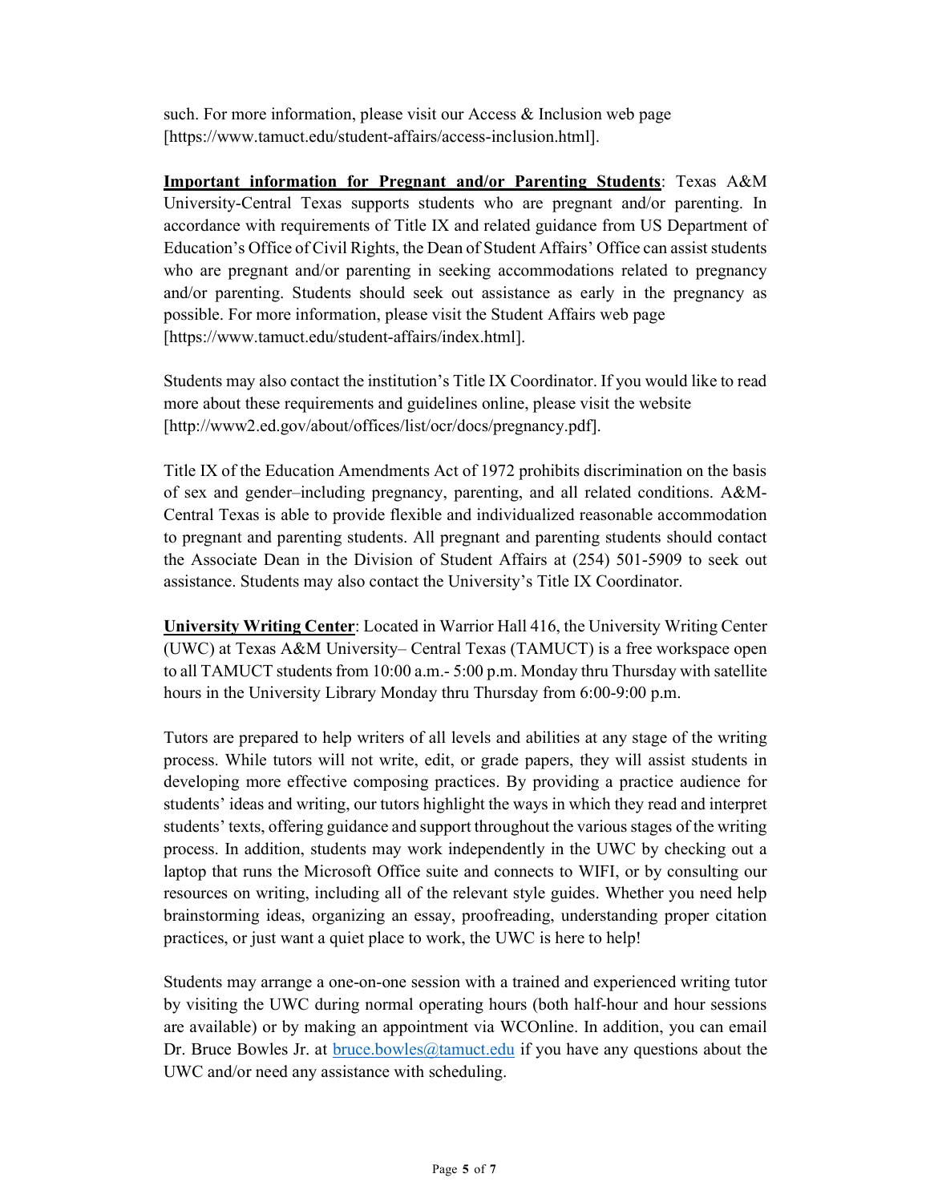such. For more information, please visit our Access & Inclusion web page [https://www.tamuct.edu/student-affairs/access-inclusion.html].

**<u>Important information for Pregnant and/or Parenting Students</u>**: Texas A&M University-Central Texas supports students who are pregnant and/or parenting. In accordance with requirements of Title IX and related guidance from US Department of Education's Office of Civil Rights, the Dean of Student Affairs' Office can assist students who are pregnant and/or parenting in seeking accommodations related to pregnancy and/or parenting. Students should seek out assistance as early in the pregnancy as possible. For more information, please visit the Student Affairs web page [https://www.tamuct.edu/student-affairs/index.html].

Students may also contact the institution's Title IX Coordinator. If you would like to read more about these requirements and guidelines online, please visit the website [http://www2.ed.gov/about/offices/list/ocr/docs/pregnancy.pdf].

Title IX of the Education Amendments Act of 1972 prohibits discrimination on the basis of sex and gender–including pregnancy, parenting, and all related conditions. A&M-Central Texas is able to provide flexible and individualized reasonable accommodation to pregnant and parenting students. All pregnant and parenting students should contact the Associate Dean in the Division of Student Affairs at (254) 501-5909 to seek out assistance. Students may also contact the University's Title IX Coordinator.

**<u>University Writing Center</u>**: Located in Warrior Hall 416, the University Writing Center (UWC) at Texas A&M University– Central Texas (TAMUCT) is a free workspace open to all TAMUCT students from 10:00 a.m.- 5:00 p.m. Monday thru Thursday with satellite hours in the University Library Monday thru Thursday from 6:00-9:00 p.m.

Tutors are prepared to help writers of all levels and abilities at any stage of the writing process. While tutors will not write, edit, or grade papers, they will assist students in developing more effective composing practices. By providing a practice audience for students' ideas and writing, our tutors highlight the ways in which they read and interpret students' texts, offering guidance and support throughout the various stages of the writing process. In addition, students may work independently in the UWC by checking out a laptop that runs the Microsoft Office suite and connects to WIFI, or by consulting our resources on writing, including all of the relevant style guides. Whether you need help brainstorming ideas, organizing an essay, proofreading, understanding proper citation practices, or just want a quiet place to work, the UWC is here to help!

Students may arrange a one-on-one session with a trained and experienced writing tutor by visiting the UWC during normal operating hours (both half-hour and hour sessions are available) or by making an appointment via WCOnline. In addition, you can email Dr. Bruce Bowles Jr. at bruce.bowles@tamuct.edu if you have any questions about the UWC and/or need any assistance with scheduling.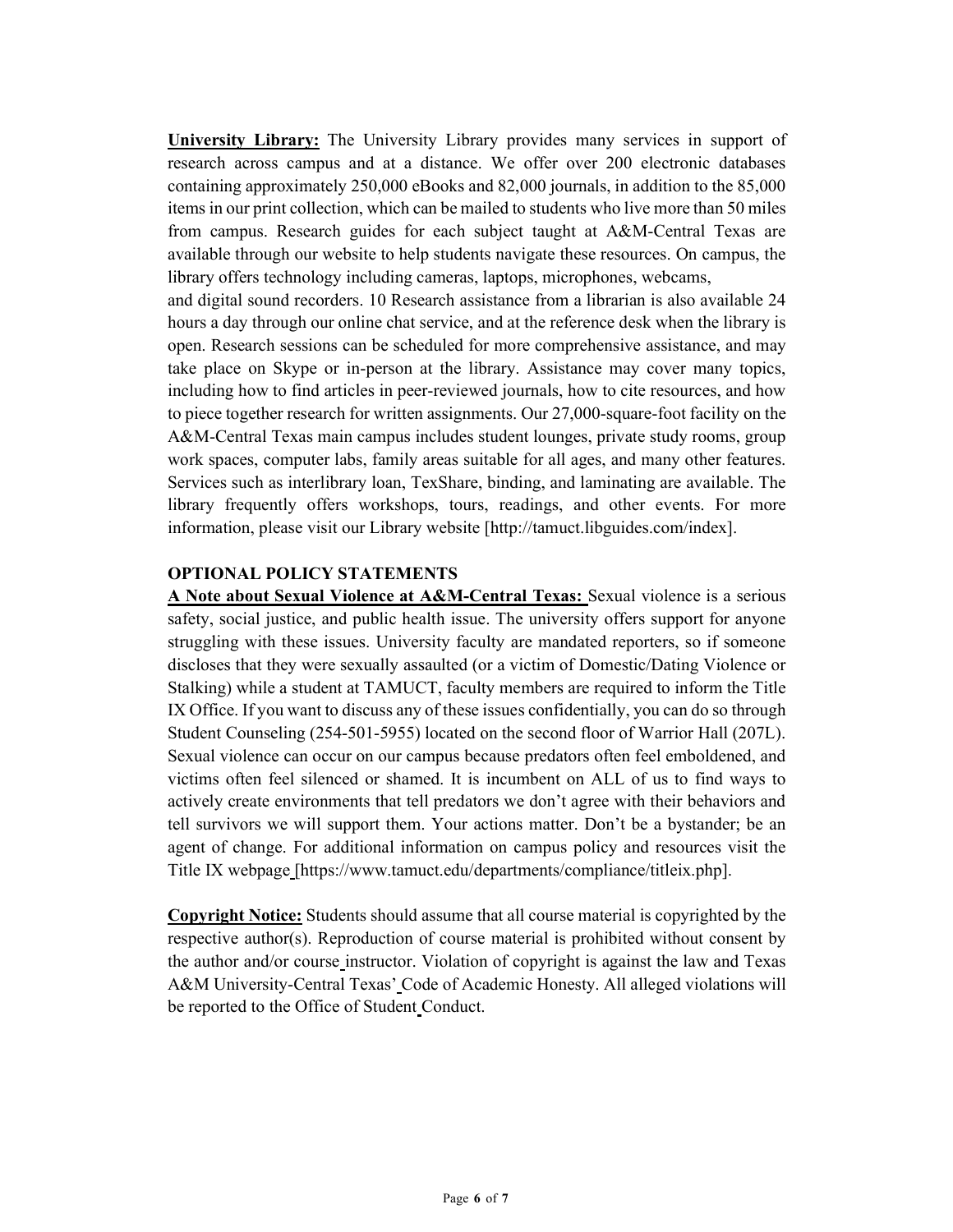**University Library:** The University Library provides many services in support of research across campus and at a distance. We offer over 200 electronic databases containing approximately 250,000 eBooks and 82,000 journals, in addition to the 85,000 items in our print collection, which can be mailed to students who live more than 50 miles from campus. Research guides for each subject taught at A&M-Central Texas are available through our website to help students navigate these resources. On campus, the library offers technology including cameras, laptops, microphones, webcams, and digital sound recorders. 10 Research assistance from a librarian is also available 24 hours a day through our online chat service, and at the reference desk when the library is open. Research sessions can be scheduled for more comprehensive assistance, and may take place on Skype or in-person at the library. Assistance may cover many topics, including how to find articles in peer-reviewed journals, how to cite resources, and how to piece together research for written assignments. Our 27,000-square-foot facility on the A&M-Central Texas main campus includes student lounges, private study rooms, group work spaces, computer labs, family areas suitable for all ages, and many other features. Services such as interlibrary loan, TexShare, binding, and laminating are available. The library frequently offers workshops, tours, readings, and other events. For more information, please visit our Library website [http://tamuct.libguides.com/index].

**OPTIONAL POLICY STATEMENTS**

**A Note about Sexual Violence at A&M-Central Texas:** Sexual violence is a serious safety, social justice, and public health issue. The university offers support for anyone struggling with these issues. University faculty are mandated reporters, so if someone discloses that they were sexually assaulted (or a victim of Domestic/Dating Violence or Stalking) while a student at TAMUCT, faculty members are required to inform the Title IX Office. If you want to discuss any of these issues confidentially, you can do so through Student Counseling (254-501-5955) located on the second floor of Warrior Hall (207L). Sexual violence can occur on our campus because predators often feel emboldened, and victims often feel silenced or shamed. It is incumbent on ALL of us to find ways to actively create environments that tell predators we don't agree with their behaviors and tell survivors we will support them. Your actions matter. Don't be a bystander; be an agent of change. For additional information on campus policy and resources visit the Title IX webpage [https://www.tamuct.edu/departments/compliance/titleix.php].

**Copyright Notice:** Students should assume that all course material is copyrighted by the respective author(s). Reproduction of course material is prohibited without consent by the author and/or course instructor. Violation of copyright is against the law and Texas A&M University-Central Texas' Code of Academic Honesty. All alleged violations will be reported to the Office of Student Conduct.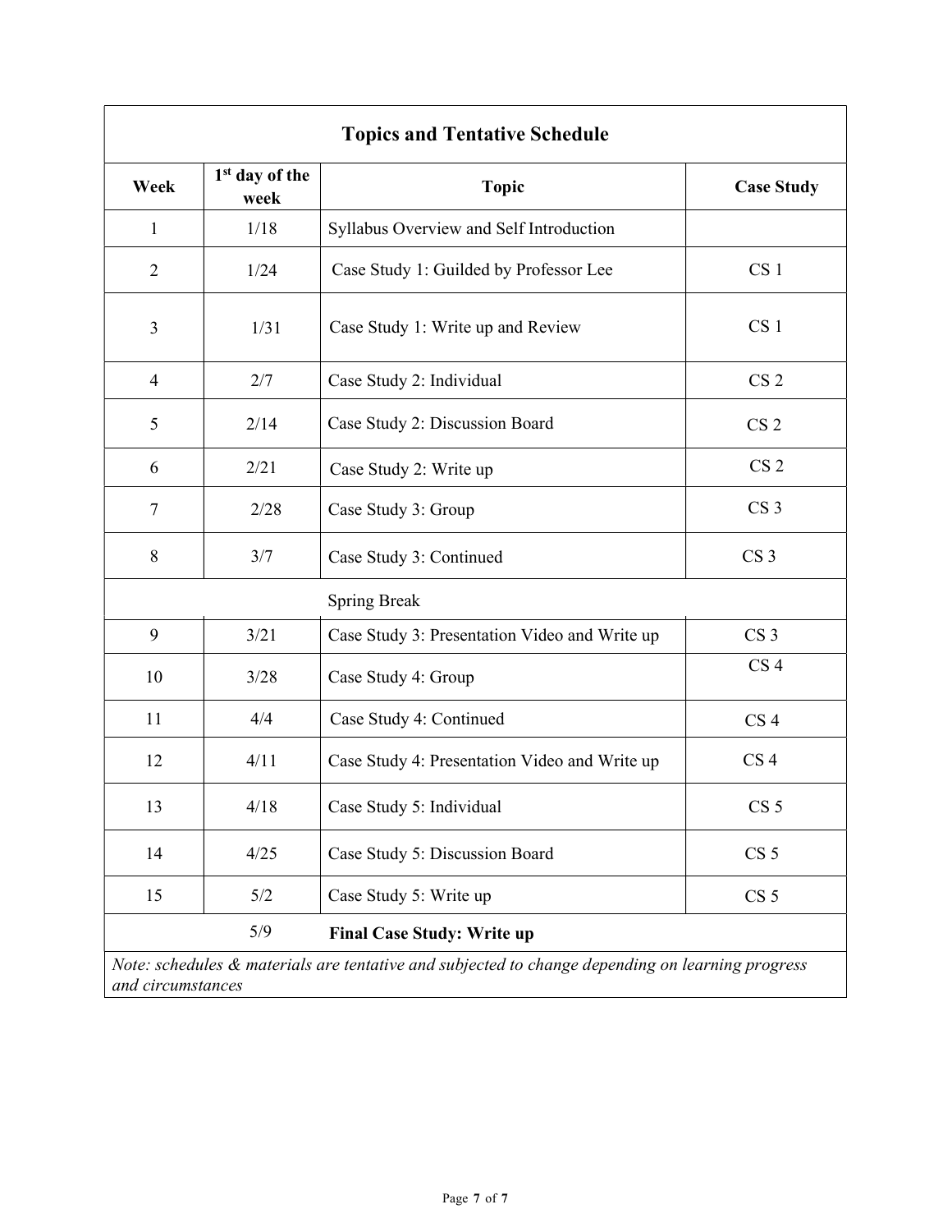| Topics and Tentative Schedule | | | |
|---|---|---|---|
| **Week** | **1st day of the week** | **Topic** | **Case Study** |
| 1 | 1/18 | Syllabus Overview and Self Introduction | |
| 2 | 1/24 | Case Study 1: Guilded by Professor Lee | CS 1 |
| 3 | 1/31 | Case Study 1: Write up and Review | CS 1 |
| 4 | 2/7 | Case Study 2: Individual | CS 2 |
| 5 | 2/14 | Case Study 2: Discussion Board | CS 2 |
| 6 | 2/21 | Case Study 2: Write up | CS 2 |
| 7 | 2/28 | Case Study 3: Group | CS 3 |
| 8 | 3/7 | Case Study 3: Continued | CS 3 |
| | | Spring Break | |
| 9 | 3/21 | Case Study 3: Presentation Video and Write up | CS 3 |
| 10 | 3/28 | Case Study 4: Group | CS 4 |
| 11 | 4/4 | Case Study 4: Continued | CS 4 |
| 12 | 4/11 | Case Study 4: Presentation Video and Write up | CS 4 |
| 13 | 4/18 | Case Study 5: Individual | CS 5 |
| 14 | 4/25 | Case Study 5: Discussion Board | CS 5 |
| 15 | 5/2 | Case Study 5: Write up | CS 5 |
| | 5/9 | **Final Case Study: Write up** | |

*Note: schedules & materials are tentative and subjected to change depending on learning progress and circumstances*